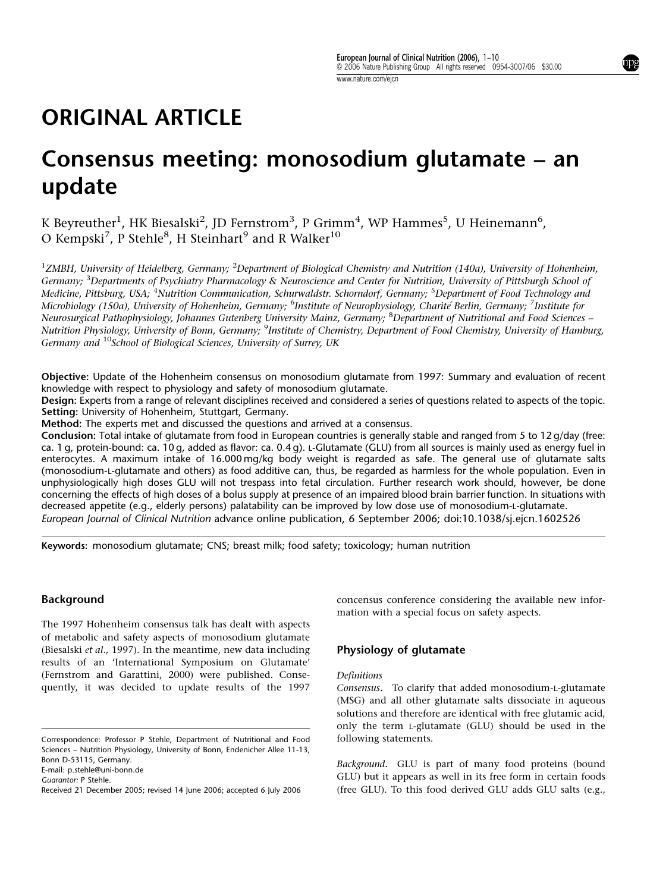# ORIGINAL ARTICLE

# Consensus meeting: monosodium glutamate – an update

K Beyreuther[1], HK Biesalski[2], JD Fernstrom[3], P Grimm[4], WP Hammes[5], U Heinemann[6], O Kempski[7], P Stehle[8], H Steinhart[9] and R Walker[10]

[1]ZMBH, University of Heidelberg, Germany; [2]Department of Biological Chemistry and Nutrition (140a), University of Hohenheim, Germany; [3]Departments of Psychiatry Pharmacology & Neuroscience and Center for Nutrition, University of Pittsburgh School of Medicine, Pittsburg, USA; [4]Nutrition Communication, Schurwaldstr. Schorndorf, Germany; [5]Department of Food Technology and Microbiology (150a), University of Hohenheim, Germany; [6]Institute of Neurophysiology, Charité Berlin, Germany; [7]Institute for Neurosurgical Pathophysiology, Johannes Gutenberg University Mainz, Germany; [8]Department of Nutritional and Food Sciences – Nutrition Physiology, University of Bonn, Germany; [9]Institute of Chemistry, Department of Food Chemistry, University of Hamburg, Germany and [10]School of Biological Sciences, University of Surrey, UK

**Objective:** Update of the Hohenheim consensus on monosodium glutamate from 1997: Summary and evaluation of recent knowledge with respect to physiology and safety of monosodium glutamate.

**Design:** Experts from a range of relevant disciplines received and considered a series of questions related to aspects of the topic.

**Setting:** University of Hohenheim, Stuttgart, Germany.

**Method:** The experts met and discussed the questions and arrived at a consensus.

**Conclusion:** Total intake of glutamate from food in European countries is generally stable and ranged from 5 to 12 g/day (free: ca. 1 g, protein-bound: ca. 10 g, added as flavor: ca. 0.4 g). L-Glutamate (GLU) from all sources is mainly used as energy fuel in enterocytes. A maximum intake of 16.000 mg/kg body weight is regarded as safe. The general use of glutamate salts (monosodium-L-glutamate and others) as food additive can, thus, be regarded as harmless for the whole population. Even in unphysiologically high doses GLU will not trespass into fetal circulation. Further research work should, however, be done concerning the effects of high doses of a bolus supply at presence of an impaired blood brain barrier function. In situations with decreased appetite (e.g., elderly persons) palatability can be improved by low dose use of monosodium-L-glutamate.

*European Journal of Clinical Nutrition* advance online publication, 6 September 2006; doi:10.1038/sj.ejcn.1602526

**Keywords:** monosodium glutamate; CNS; breast milk; food safety; toxicology; human nutrition

## Background

The 1997 Hohenheim consensus talk has dealt with aspects of metabolic and safety aspects of monosodium glutamate (Biesalski *et al.*, 1997). In the meantime, new data including results of an 'International Symposium on Glutamate' (Fernstrom and Garattini, 2000) were published. Consequently, it was decided to update results of the 1997 concensus conference considering the available new information with a special focus on safety aspects.

## Physiology of glutamate

### Definitions

*Consensus*. To clarify that added monosodium-L-glutamate (MSG) and all other glutamate salts dissociate in aqueous solutions and therefore are identical with free glutamic acid, only the term L-glutamate (GLU) should be used in the following statements.

*Background*. GLU is part of many food proteins (bound GLU) but it appears as well in its free form in certain foods (free GLU). To this food derived GLU adds GLU salts (e.g.,

Correspondence: Professor P Stehle, Department of Nutritional and Food Sciences – Nutrition Physiology, University of Bonn, Endenicher Allee 11-13, Bonn D-53115, Germany.
E-mail: p.stehle@uni-bonn.de
*Guarantor:* P Stehle.
Received 21 December 2005; revised 14 June 2006; accepted 6 July 2006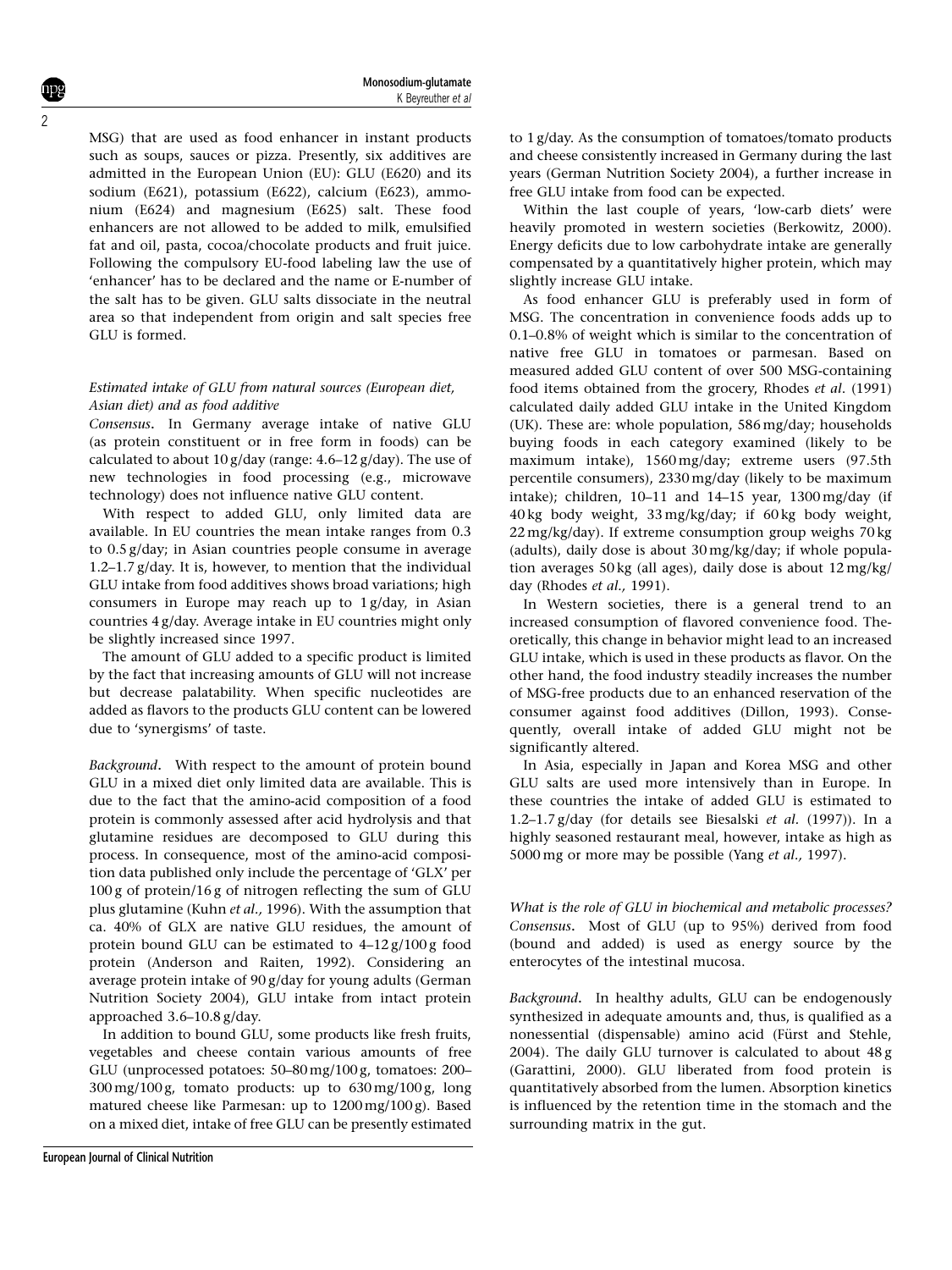MSG) that are used as food enhancer in instant products such as soups, sauces or pizza. Presently, six additives are admitted in the European Union (EU): GLU (E620) and its sodium (E621), potassium (E622), calcium (E623), ammonium (E624) and magnesium (E625) salt. These food enhancers are not allowed to be added to milk, emulsified fat and oil, pasta, cocoa/chocolate products and fruit juice. Following the compulsory EU-food labeling law the use of 'enhancer' has to be declared and the name or E-number of the salt has to be given. GLU salts dissociate in the neutral area so that independent from origin and salt species free GLU is formed.

### *Estimated intake of GLU from natural sources (European diet, Asian diet) and as food additive*

***Consensus*.** In Germany average intake of native GLU (as protein constituent or in free form in foods) can be calculated to about 10 g/day (range: 4.6–12 g/day). The use of new technologies in food processing (e.g., microwave technology) does not influence native GLU content.

With respect to added GLU, only limited data are available. In EU countries the mean intake ranges from 0.3 to 0.5 g/day; in Asian countries people consume in average 1.2–1.7 g/day. It is, however, to mention that the individual GLU intake from food additives shows broad variations; high consumers in Europe may reach up to 1 g/day, in Asian countries 4 g/day. Average intake in EU countries might only be slightly increased since 1997.

The amount of GLU added to a specific product is limited by the fact that increasing amounts of GLU will not increase but decrease palatability. When specific nucleotides are added as flavors to the products GLU content can be lowered due to 'synergisms' of taste.

***Background*.** With respect to the amount of protein bound GLU in a mixed diet only limited data are available. This is due to the fact that the amino-acid composition of a food protein is commonly assessed after acid hydrolysis and that glutamine residues are decomposed to GLU during this process. In consequence, most of the amino-acid composition data published only include the percentage of 'GLX' per 100 g of protein/16 g of nitrogen reflecting the sum of GLU plus glutamine (Kuhn *et al.,* 1996). With the assumption that ca. 40% of GLX are native GLU residues, the amount of protein bound GLU can be estimated to 4–12 g/100 g food protein (Anderson and Raiten, 1992). Considering an average protein intake of 90 g/day for young adults (German Nutrition Society 2004), GLU intake from intact protein approached 3.6–10.8 g/day.

In addition to bound GLU, some products like fresh fruits, vegetables and cheese contain various amounts of free GLU (unprocessed potatoes: 50–80 mg/100 g, tomatoes: 200–300 mg/100 g, tomato products: up to 630 mg/100 g, long matured cheese like Parmesan: up to 1200 mg/100 g). Based on a mixed diet, intake of free GLU can be presently estimated to 1 g/day. As the consumption of tomatoes/tomato products and cheese consistently increased in Germany during the last years (German Nutrition Society 2004), a further increase in free GLU intake from food can be expected.

Within the last couple of years, 'low-carb diets' were heavily promoted in western societies (Berkowitz, 2000). Energy deficits due to low carbohydrate intake are generally compensated by a quantitatively higher protein, which may slightly increase GLU intake.

As food enhancer GLU is preferably used in form of MSG. The concentration in convenience foods adds up to 0.1–0.8% of weight which is similar to the concentration of native free GLU in tomatoes or parmesan. Based on measured added GLU content of over 500 MSG-containing food items obtained from the grocery, Rhodes *et al.* (1991) calculated daily added GLU intake in the United Kingdom (UK). These are: whole population, 586 mg/day; households buying foods in each category examined (likely to be maximum intake), 1560 mg/day; extreme users (97.5th percentile consumers), 2330 mg/day (likely to be maximum intake); children, 10–11 and 14–15 year, 1300 mg/day (if 40 kg body weight, 33 mg/kg/day; if 60 kg body weight, 22 mg/kg/day). If extreme consumption group weighs 70 kg (adults), daily dose is about 30 mg/kg/day; if whole population averages 50 kg (all ages), daily dose is about 12 mg/kg/day (Rhodes *et al.,* 1991).

In Western societies, there is a general trend to an increased consumption of flavored convenience food. Theoretically, this change in behavior might lead to an increased GLU intake, which is used in these products as flavor. On the other hand, the food industry steadily increases the number of MSG-free products due to an enhanced reservation of the consumer against food additives (Dillon, 1993). Consequently, overall intake of added GLU might not be significantly altered.

In Asia, especially in Japan and Korea MSG and other GLU salts are used more intensively than in Europe. In these countries the intake of added GLU is estimated to 1.2–1.7 g/day (for details see Biesalski *et al.* (1997)). In a highly seasoned restaurant meal, however, intake as high as 5000 mg or more may be possible (Yang *et al.,* 1997).

### *What is the role of GLU in biochemical and metabolic processes?*

***Consensus*.** Most of GLU (up to 95%) derived from food (bound and added) is used as energy source by the enterocytes of the intestinal mucosa.

***Background*.** In healthy adults, GLU can be endogenously synthesized in adequate amounts and, thus, is qualified as a nonessential (dispensable) amino acid (Fürst and Stehle, 2004). The daily GLU turnover is calculated to about 48 g (Garattini, 2000). GLU liberated from food protein is quantitatively absorbed from the lumen. Absorption kinetics is influenced by the retention time in the stomach and the surrounding matrix in the gut.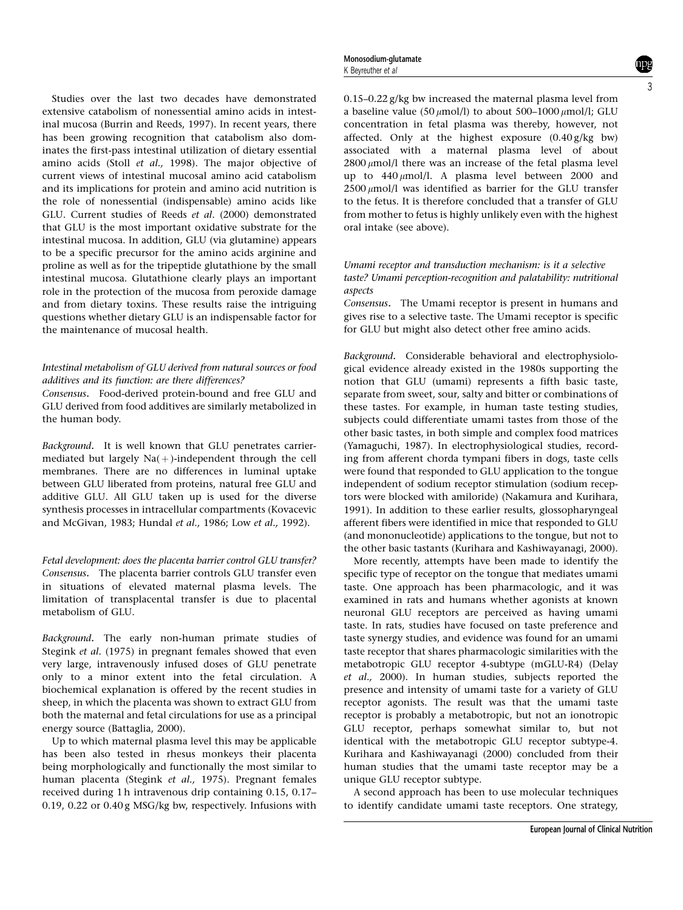Studies over the last two decades have demonstrated extensive catabolism of nonessential amino acids in intestinal mucosa (Burrin and Reeds, 1997). In recent years, there has been growing recognition that catabolism also dominates the first-pass intestinal utilization of dietary essential amino acids (Stoll *et al.,* 1998). The major objective of current views of intestinal mucosal amino acid catabolism and its implications for protein and amino acid nutrition is the role of nonessential (indispensable) amino acids like GLU. Current studies of Reeds *et al*. (2000) demonstrated that GLU is the most important oxidative substrate for the intestinal mucosa. In addition, GLU (via glutamine) appears to be a specific precursor for the amino acids arginine and proline as well as for the tripeptide glutathione by the small intestinal mucosa. Glutathione clearly plays an important role in the protection of the mucosa from peroxide damage and from dietary toxins. These results raise the intriguing questions whether dietary GLU is an indispensable factor for the maintenance of mucosal health.

*Intestinal metabolism of GLU derived from natural sources or food additives and its function: are there differences?*

**Consensus.** Food-derived protein-bound and free GLU and GLU derived from food additives are similarly metabolized in the human body.

*Background.* It is well known that GLU penetrates carrier-mediated but largely $Na(+)$-independent through the cell membranes. There are no differences in luminal uptake between GLU liberated from proteins, natural free GLU and additive GLU. All GLU taken up is used for the diverse synthesis processes in intracellular compartments (Kovacevic and McGivan, 1983; Hundal *et al.,* 1986; Low *et al.,* 1992).

*Fetal development: does the placenta barrier control GLU transfer?*

**Consensus.** The placenta barrier controls GLU transfer even in situations of elevated maternal plasma levels. The limitation of transplacental transfer is due to placental metabolism of GLU.

*Background.* The early non-human primate studies of Stegink *et al.* (1975) in pregnant females showed that even very large, intravenously infused doses of GLU penetrate only to a minor extent into the fetal circulation. A biochemical explanation is offered by the recent studies in sheep, in which the placenta was shown to extract GLU from both the maternal and fetal circulations for use as a principal energy source (Battaglia, 2000).

Up to which maternal plasma level this may be applicable has been also tested in rhesus monkeys their placenta being morphologically and functionally the most similar to human placenta (Stegink *et al.,* 1975). Pregnant females received during 1 h intravenous drip containing 0.15, 0.17–0.19, 0.22 or 0.40 g MSG/kg bw, respectively. Infusions with 0.15–0.22 g/kg bw increased the maternal plasma level from a baseline value (50 $\mu$mol/l) to about 500–1000 $\mu$mol/l; GLU concentration in fetal plasma was thereby, however, not affected. Only at the highest exposure (0.40 g/kg bw) associated with a maternal plasma level of about 2800 $\mu$mol/l there was an increase of the fetal plasma level up to 440 $\mu$mol/l. A plasma level between 2000 and 2500 $\mu$mol/l was identified as barrier for the GLU transfer to the fetus. It is therefore concluded that a transfer of GLU from mother to fetus is highly unlikely even with the highest oral intake (see above).

*Umami receptor and transduction mechanism: is it a selective taste? Umami perception-recognition and palatability: nutritional aspects*

**Consensus.** The Umami receptor is present in humans and gives rise to a selective taste. The Umami receptor is specific for GLU but might also detect other free amino acids.

*Background.* Considerable behavioral and electrophysiological evidence already existed in the 1980s supporting the notion that GLU (umami) represents a fifth basic taste, separate from sweet, sour, salty and bitter or combinations of these tastes. For example, in human taste testing studies, subjects could differentiate umami tastes from those of the other basic tastes, in both simple and complex food matrices (Yamaguchi, 1987). In electrophysiological studies, recording from afferent chorda tympani fibers in dogs, taste cells were found that responded to GLU application to the tongue independent of sodium receptor stimulation (sodium receptors were blocked with amiloride) (Nakamura and Kurihara, 1991). In addition to these earlier results, glossopharyngeal afferent fibers were identified in mice that responded to GLU (and mononucleotide) applications to the tongue, but not to the other basic tastants (Kurihara and Kashiwayanagi, 2000).

More recently, attempts have been made to identify the specific type of receptor on the tongue that mediates umami taste. One approach has been pharmacologic, and it was examined in rats and humans whether agonists at known neuronal GLU receptors are perceived as having umami taste. In rats, studies have focused on taste preference and taste synergy studies, and evidence was found for an umami taste receptor that shares pharmacologic similarities with the metabotropic GLU receptor 4-subtype (mGLU-R4) (Delay *et al.,* 2000). In human studies, subjects reported the presence and intensity of umami taste for a variety of GLU receptor agonists. The result was that the umami taste receptor is probably a metabotropic, but not an ionotropic GLU receptor, perhaps somewhat similar to, but not identical with the metabotropic GLU receptor subtype-4. Kurihara and Kashiwayanagi (2000) concluded from their human studies that the umami taste receptor may be a unique GLU receptor subtype.

A second approach has been to use molecular techniques to identify candidate umami taste receptors. One strategy,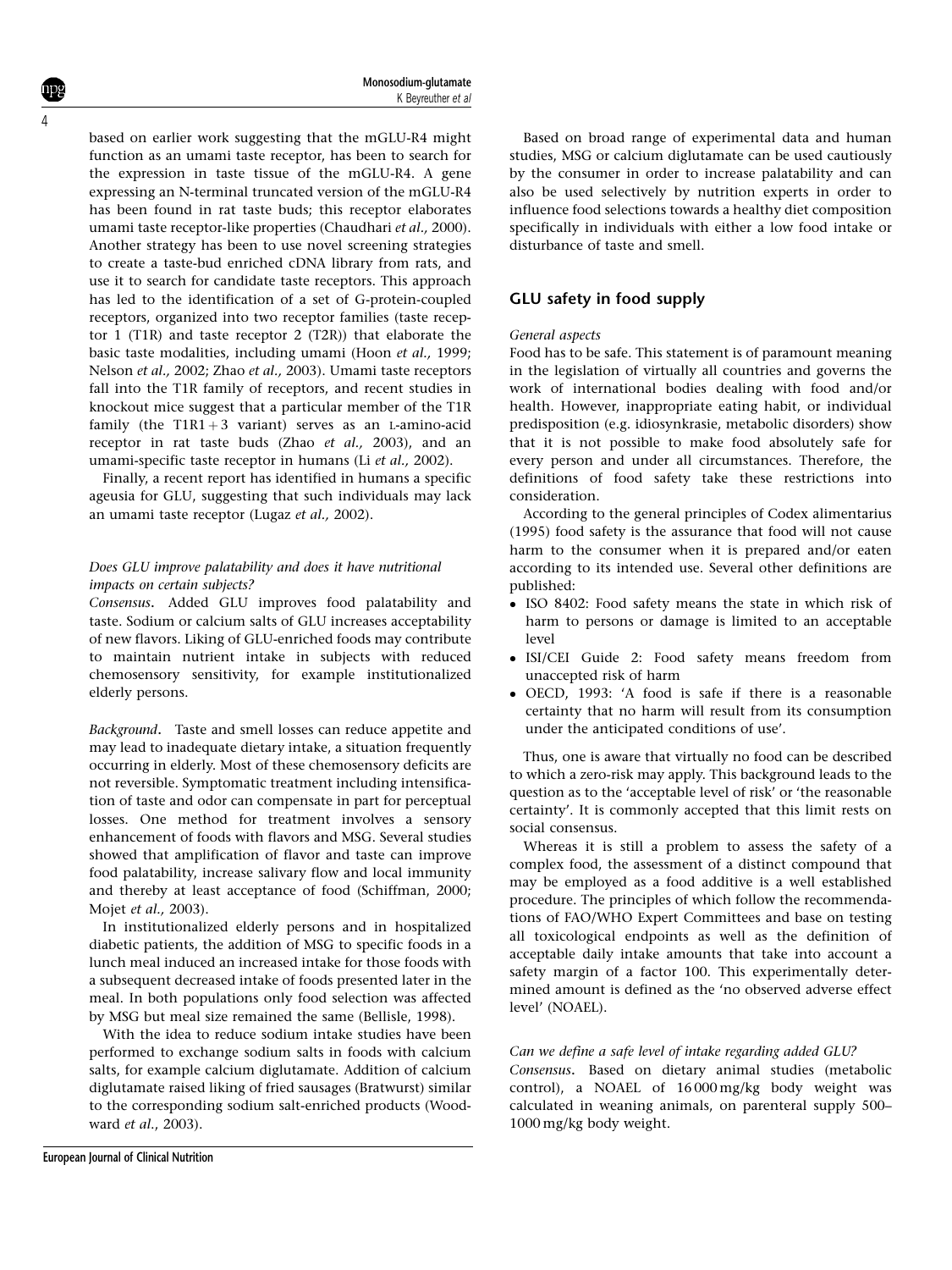based on earlier work suggesting that the mGLU-R4 might function as an umami taste receptor, has been to search for the expression in taste tissue of the mGLU-R4. A gene expressing an N-terminal truncated version of the mGLU-R4 has been found in rat taste buds; this receptor elaborates umami taste receptor-like properties (Chaudhari *et al.,* 2000). Another strategy has been to use novel screening strategies to create a taste-bud enriched cDNA library from rats, and use it to search for candidate taste receptors. This approach has led to the identification of a set of G-protein-coupled receptors, organized into two receptor families (taste receptor 1 (T1R) and taste receptor 2 (T2R)) that elaborate the basic taste modalities, including umami (Hoon *et al.,* 1999; Nelson *et al.,* 2002; Zhao *et al.,* 2003). Umami taste receptors fall into the T1R family of receptors, and recent studies in knockout mice suggest that a particular member of the T1R family (the T1R1+3 variant) serves as an L-amino-acid receptor in rat taste buds (Zhao *et al.,* 2003), and an umami-specific taste receptor in humans (Li *et al.,* 2002).

Finally, a recent report has identified in humans a specific ageusia for GLU, suggesting that such individuals may lack an umami taste receptor (Lugaz *et al.,* 2002).

*Does GLU improve palatability and does it have nutritional impacts on certain subjects?*

*Consensus*. Added GLU improves food palatability and taste. Sodium or calcium salts of GLU increases acceptability of new flavors. Liking of GLU-enriched foods may contribute to maintain nutrient intake in subjects with reduced chemosensory sensitivity, for example institutionalized elderly persons.

*Background*. Taste and smell losses can reduce appetite and may lead to inadequate dietary intake, a situation frequently occurring in elderly. Most of these chemosensory deficits are not reversible. Symptomatic treatment including intensification of taste and odor can compensate in part for perceptual losses. One method for treatment involves a sensory enhancement of foods with flavors and MSG. Several studies showed that amplification of flavor and taste can improve food palatability, increase salivary flow and local immunity and thereby at least acceptance of food (Schiffman, 2000; Mojet *et al.,* 2003).

In institutionalized elderly persons and in hospitalized diabetic patients, the addition of MSG to specific foods in a lunch meal induced an increased intake for those foods with a subsequent decreased intake of foods presented later in the meal. In both populations only food selection was affected by MSG but meal size remained the same (Bellisle, 1998).

With the idea to reduce sodium intake studies have been performed to exchange sodium salts in foods with calcium salts, for example calcium diglutamate. Addition of calcium diglutamate raised liking of fried sausages (Bratwurst) similar to the corresponding sodium salt-enriched products (Woodward *et al.*, 2003).

Based on broad range of experimental data and human studies, MSG or calcium diglutamate can be used cautiously by the consumer in order to increase palatability and can also be used selectively by nutrition experts in order to influence food selections towards a healthy diet composition specifically in individuals with either a low food intake or disturbance of taste and smell.

## GLU safety in food supply

*General aspects*

Food has to be safe. This statement is of paramount meaning in the legislation of virtually all countries and governs the work of international bodies dealing with food and/or health. However, inappropriate eating habit, or individual predisposition (e.g. idiosynkrasie, metabolic disorders) show that it is not possible to make food absolutely safe for every person and under all circumstances. Therefore, the definitions of food safety take these restrictions into consideration.

According to the general principles of Codex alimentarius (1995) food safety is the assurance that food will not cause harm to the consumer when it is prepared and/or eaten according to its intended use. Several other definitions are published:

- ISO 8402: Food safety means the state in which risk of harm to persons or damage is limited to an acceptable level
- ISI/CEI Guide 2: Food safety means freedom from unaccepted risk of harm
- OECD, 1993: 'A food is safe if there is a reasonable certainty that no harm will result from its consumption under the anticipated conditions of use'.

Thus, one is aware that virtually no food can be described to which a zero-risk may apply. This background leads to the question as to the 'acceptable level of risk' or 'the reasonable certainty'. It is commonly accepted that this limit rests on social consensus.

Whereas it is still a problem to assess the safety of a complex food, the assessment of a distinct compound that may be employed as a food additive is a well established procedure. The principles of which follow the recommendations of FAO/WHO Expert Committees and base on testing all toxicological endpoints as well as the definition of acceptable daily intake amounts that take into account a safety margin of a factor 100. This experimentally determined amount is defined as the 'no observed adverse effect level' (NOAEL).

*Can we define a safe level of intake regarding added GLU?*

*Consensus*. Based on dietary animal studies (metabolic control), a NOAEL of 16 000 mg/kg body weight was calculated in weaning animals, on parenteral supply 500–1000 mg/kg body weight.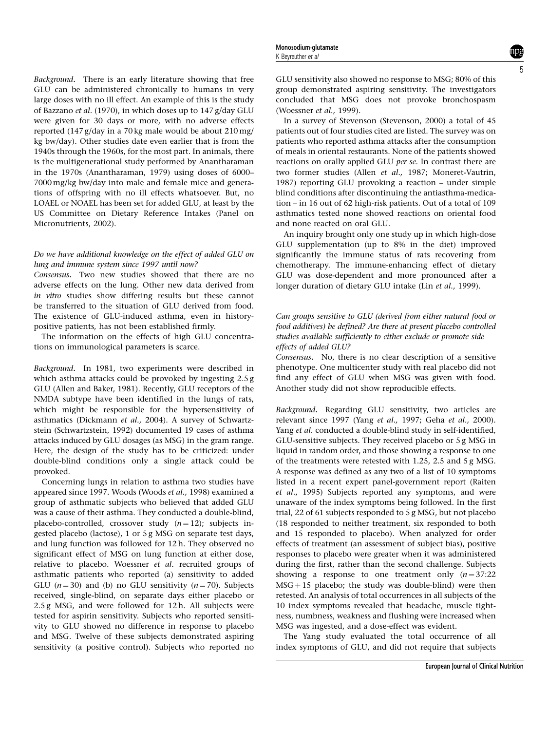*Background*. There is an early literature showing that free GLU can be administered chronically to humans in very large doses with no ill effect. An example of this is the study of Bazzano *et al*. (1970), in which doses up to 147 g/day GLU were given for 30 days or more, with no adverse effects reported (147 g/day in a 70 kg male would be about 210 mg/kg bw/day). Other studies date even earlier that is from the 1940s through the 1960s, for the most part. In animals, there is the multigenerational study performed by Anantharaman in the 1970s (Anantharaman, 1979) using doses of 6000–7000 mg/kg bw/day into male and female mice and generations of offspring with no ill effects whatsoever. But, no LOAEL or NOAEL has been set for added GLU, at least by the US Committee on Dietary Reference Intakes (Panel on Micronutrients, 2002).

*Do we have additional knowledge on the effect of added GLU on lung and immune system since 1997 until now?*

*Consensus*. Two new studies showed that there are no adverse effects on the lung. Other new data derived from *in vitro* studies show differing results but these cannot be transferred to the situation of GLU derived from food. The existence of GLU-induced asthma, even in history-positive patients, has not been established firmly.

The information on the effects of high GLU concentrations on immunological parameters is scarce.

*Background*. In 1981, two experiments were described in which asthma attacks could be provoked by ingesting 2.5 g GLU (Allen and Baker, 1981). Recently, GLU receptors of the NMDA subtype have been identified in the lungs of rats, which might be responsible for the hypersensitivity of asthmatics (Dickmann *et al.,* 2004). A survey of Schwartzstein (Schwartzstein, 1992) documented 19 cases of asthma attacks induced by GLU dosages (as MSG) in the gram range. Here, the design of the study has to be criticized: under double-blind conditions only a single attack could be provoked.

Concerning lungs in relation to asthma two studies have appeared since 1997. Woods (Woods *et al.,* 1998) examined a group of asthmatic subjects who believed that added GLU was a cause of their asthma. They conducted a double-blind, placebo-controlled, crossover study ($n=12$); subjects ingested placebo (lactose), 1 or 5 g MSG on separate test days, and lung function was followed for 12 h. They observed no significant effect of MSG on lung function at either dose, relative to placebo. Woessner *et al*. recruited groups of asthmatic patients who reported (a) sensitivity to added GLU ($n=30$) and (b) no GLU sensitivity ($n=70$). Subjects received, single-blind, on separate days either placebo or 2.5 g MSG, and were followed for 12 h. All subjects were tested for aspirin sensitivity. Subjects who reported sensitivity to GLU showed no difference in response to placebo and MSG. Twelve of these subjects demonstrated aspiring sensitivity (a positive control). Subjects who reported no GLU sensitivity also showed no response to MSG; 80% of this group demonstrated aspiring sensitivity. The investigators concluded that MSG does not provoke bronchospasm (Woessner *et al.,* 1999).

In a survey of Stevenson (Stevenson, 2000) a total of 45 patients out of four studies cited are listed. The survey was on patients who reported asthma attacks after the consumption of meals in oriental restaurants. None of the patients showed reactions on orally applied GLU *per se*. In contrast there are two former studies (Allen *et al.,* 1987; Moneret-Vautrin, 1987) reporting GLU provoking a reaction – under simple blind conditions after discontinuing the antiasthma-medication – in 16 out of 62 high-risk patients. Out of a total of 109 asthmatics tested none showed reactions on oriental food and none reacted on oral GLU.

An inquiry brought only one study up in which high-dose GLU supplementation (up to 8% in the diet) improved significantly the immune status of rats recovering from chemotherapy. The immune-enhancing effect of dietary GLU was dose-dependent and more pronounced after a longer duration of dietary GLU intake (Lin *et al.*, 1999).

*Can groups sensitive to GLU (derived from either natural food or food additives) be defined? Are there at present placebo controlled studies available sufficiently to either exclude or promote side effects of added GLU?*

*Consensus*. No, there is no clear description of a sensitive phenotype. One multicenter study with real placebo did not find any effect of GLU when MSG was given with food. Another study did not show reproducible effects.

*Background*. Regarding GLU sensitivity, two articles are relevant since 1997 (Yang *et al.,* 1997; Geha *et al.,* 2000). Yang *et al*. conducted a double-blind study in self-identified, GLU-sensitive subjects. They received placebo or 5 g MSG in liquid in random order, and those showing a response to one of the treatments were retested with 1.25, 2.5 and 5 g MSG. A response was defined as any two of a list of 10 symptoms listed in a recent expert panel-government report (Raiten *et al*., 1995) Subjects reported any symptoms, and were unaware of the index symptoms being followed. In the first trial, 22 of 61 subjects responded to 5 g MSG, but not placebo (18 responded to neither treatment, six responded to both and 15 responded to placebo). When analyzed for order effects of treatment (an assessment of subject bias), positive responses to placebo were greater when it was administered during the first, rather than the second challenge. Subjects showing a response to one treatment only ($n=37$:22 MSG + 15 placebo; the study was double-blind) were then retested. An analysis of total occurrences in all subjects of the 10 index symptoms revealed that headache, muscle tightness, numbness, weakness and flushing were increased when MSG was ingested, and a dose-effect was evident.

The Yang study evaluated the total occurrence of all index symptoms of GLU, and did not require that subjects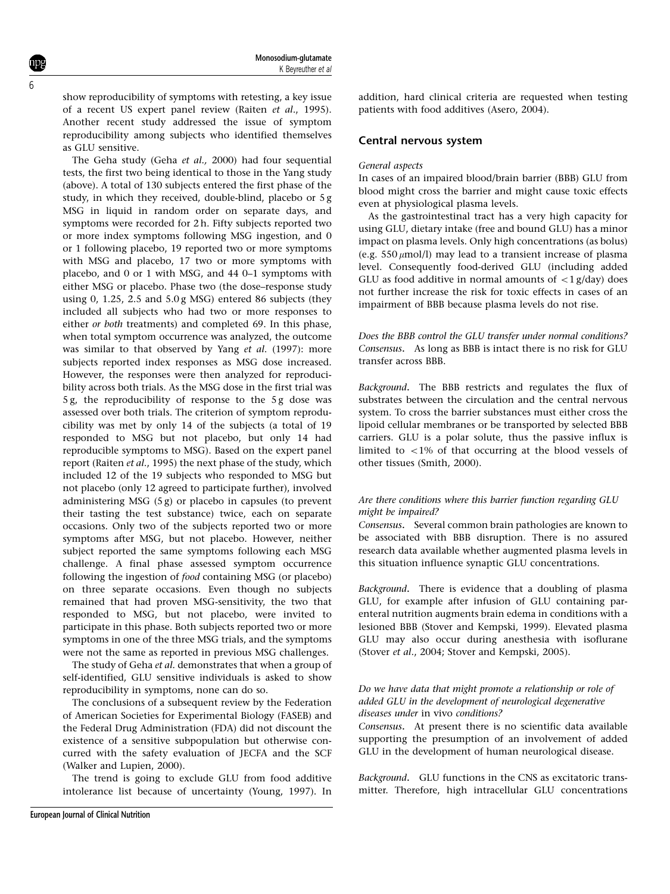show reproducibility of symptoms with retesting, a key issue of a recent US expert panel review (Raiten *et al*., 1995). Another recent study addressed the issue of symptom reproducibility among subjects who identified themselves as GLU sensitive.

The Geha study (Geha *et al.,* 2000) had four sequential tests, the first two being identical to those in the Yang study (above). A total of 130 subjects entered the first phase of the study, in which they received, double-blind, placebo or 5 g MSG in liquid in random order on separate days, and symptoms were recorded for 2 h. Fifty subjects reported two or more index symptoms following MSG ingestion, and 0 or 1 following placebo, 19 reported two or more symptoms with MSG and placebo, 17 two or more symptoms with placebo, and 0 or 1 with MSG, and 44 0–1 symptoms with either MSG or placebo. Phase two (the dose–response study using 0, 1.25, 2.5 and 5.0 g MSG) entered 86 subjects (they included all subjects who had two or more responses to either *or both* treatments) and completed 69. In this phase, when total symptom occurrence was analyzed, the outcome was similar to that observed by Yang *et al*. (1997): more subjects reported index responses as MSG dose increased. However, the responses were then analyzed for reproducibility across both trials. As the MSG dose in the first trial was 5 g, the reproducibility of response to the 5 g dose was assessed over both trials. The criterion of symptom reproducibility was met by only 14 of the subjects (a total of 19 responded to MSG but not placebo, but only 14 had reproducible symptoms to MSG). Based on the expert panel report (Raiten *et al*., 1995) the next phase of the study, which included 12 of the 19 subjects who responded to MSG but not placebo (only 12 agreed to participate further), involved administering MSG (5 g) or placebo in capsules (to prevent their tasting the test substance) twice, each on separate occasions. Only two of the subjects reported two or more symptoms after MSG, but not placebo. However, neither subject reported the same symptoms following each MSG challenge. A final phase assessed symptom occurrence following the ingestion of *food* containing MSG (or placebo) on three separate occasions. Even though no subjects remained that had proven MSG-sensitivity, the two that responded to MSG, but not placebo, were invited to participate in this phase. Both subjects reported two or more symptoms in one of the three MSG trials, and the symptoms were not the same as reported in previous MSG challenges.

The study of Geha *et al*. demonstrates that when a group of self-identified, GLU sensitive individuals is asked to show reproducibility in symptoms, none can do so.

The conclusions of a subsequent review by the Federation of American Societies for Experimental Biology (FASEB) and the Federal Drug Administration (FDA) did not discount the existence of a sensitive subpopulation but otherwise concurred with the safety evaluation of JECFA and the SCF (Walker and Lupien, 2000).

The trend is going to exclude GLU from food additive intolerance list because of uncertainty (Young, 1997). In addition, hard clinical criteria are requested when testing patients with food additives (Asero, 2004).

## Central nervous system

*General aspects*

In cases of an impaired blood/brain barrier (BBB) GLU from blood might cross the barrier and might cause toxic effects even at physiological plasma levels.

As the gastrointestinal tract has a very high capacity for using GLU, dietary intake (free and bound GLU) has a minor impact on plasma levels. Only high concentrations (as bolus) (e.g. 550 $\mu$mol/l) may lead to a transient increase of plasma level. Consequently food-derived GLU (including added GLU as food additive in normal amounts of $<1$ g/day) does not further increase the risk for toxic effects in cases of an impairment of BBB because plasma levels do not rise.

*Does the BBB control the GLU transfer under normal conditions?*
**Consensus.** As long as BBB is intact there is no risk for GLU transfer across BBB.

*Background*. The BBB restricts and regulates the flux of substrates between the circulation and the central nervous system. To cross the barrier substances must either cross the lipoid cellular membranes or be transported by selected BBB carriers. GLU is a polar solute, thus the passive influx is limited to $<1$% of that occurring at the blood vessels of other tissues (Smith, 2000).

*Are there conditions where this barrier function regarding GLU might be impaired?*
**Consensus.** Several common brain pathologies are known to be associated with BBB disruption. There is no assured research data available whether augmented plasma levels in this situation influence synaptic GLU concentrations.

*Background*. There is evidence that a doubling of plasma GLU, for example after infusion of GLU containing parenteral nutrition augments brain edema in conditions with a lesioned BBB (Stover and Kempski, 1999). Elevated plasma GLU may also occur during anesthesia with isoflurane (Stover *et al*., 2004; Stover and Kempski, 2005).

*Do we have data that might promote a relationship or role of added GLU in the development of neurological degenerative diseases under* in vivo *conditions?*
**Consensus.** At present there is no scientific data available supporting the presumption of an involvement of added GLU in the development of human neurological disease.

*Background*. GLU functions in the CNS as excitatoric transmitter. Therefore, high intracellular GLU concentrations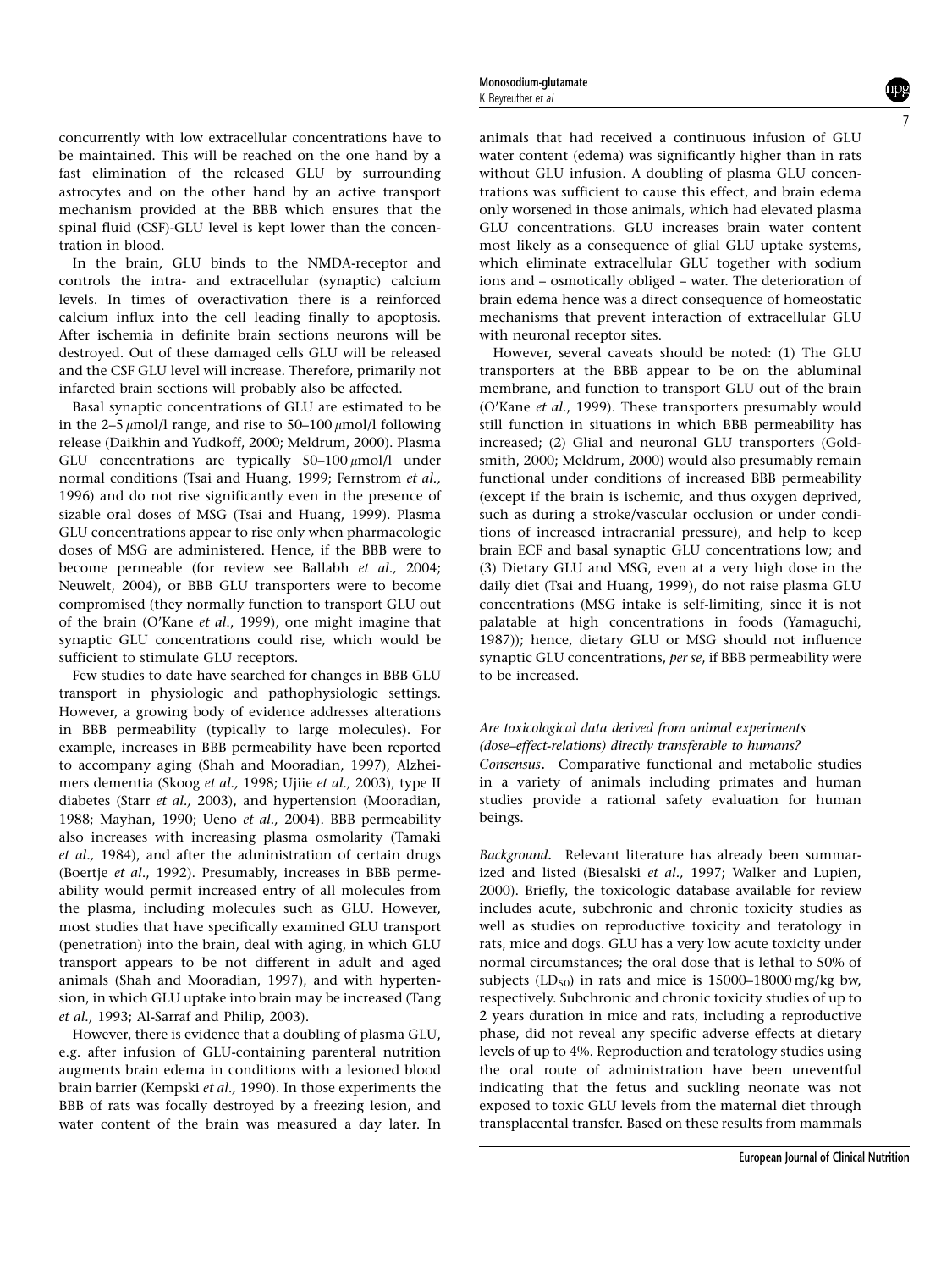concurrently with low extracellular concentrations have to be maintained. This will be reached on the one hand by a fast elimination of the released GLU by surrounding astrocytes and on the other hand by an active transport mechanism provided at the BBB which ensures that the spinal fluid (CSF)-GLU level is kept lower than the concentration in blood.

In the brain, GLU binds to the NMDA-receptor and controls the intra- and extracellular (synaptic) calcium levels. In times of overactivation there is a reinforced calcium influx into the cell leading finally to apoptosis. After ischemia in definite brain sections neurons will be destroyed. Out of these damaged cells GLU will be released and the CSF GLU level will increase. Therefore, primarily not infarcted brain sections will probably also be affected.

Basal synaptic concentrations of GLU are estimated to be in the 2–5 $\mu$mol/l range, and rise to 50–100 $\mu$mol/l following release (Daikhin and Yudkoff, 2000; Meldrum, 2000). Plasma GLU concentrations are typically 50–100 $\mu$mol/l under normal conditions (Tsai and Huang, 1999; Fernstrom *et al.,* 1996) and do not rise significantly even in the presence of sizable oral doses of MSG (Tsai and Huang, 1999). Plasma GLU concentrations appear to rise only when pharmacologic doses of MSG are administered. Hence, if the BBB were to become permeable (for review see Ballabh *et al.,* 2004; Neuwelt, 2004), or BBB GLU transporters were to become compromised (they normally function to transport GLU out of the brain (O'Kane *et al*., 1999), one might imagine that synaptic GLU concentrations could rise, which would be sufficient to stimulate GLU receptors.

Few studies to date have searched for changes in BBB GLU transport in physiologic and pathophysiologic settings. However, a growing body of evidence addresses alterations in BBB permeability (typically to large molecules). For example, increases in BBB permeability have been reported to accompany aging (Shah and Mooradian, 1997), Alzheimers dementia (Skoog *et al.,* 1998; Ujiie *et al.,* 2003), type II diabetes (Starr *et al.,* 2003), and hypertension (Mooradian, 1988; Mayhan, 1990; Ueno *et al.,* 2004). BBB permeability also increases with increasing plasma osmolarity (Tamaki *et al.,* 1984), and after the administration of certain drugs (Boertje *et al*., 1992). Presumably, increases in BBB permeability would permit increased entry of all molecules from the plasma, including molecules such as GLU. However, most studies that have specifically examined GLU transport (penetration) into the brain, deal with aging, in which GLU transport appears to be not different in adult and aged animals (Shah and Mooradian, 1997), and with hypertension, in which GLU uptake into brain may be increased (Tang *et al.,* 1993; Al-Sarraf and Philip, 2003).

However, there is evidence that a doubling of plasma GLU, e.g. after infusion of GLU-containing parenteral nutrition augments brain edema in conditions with a lesioned blood brain barrier (Kempski *et al.,* 1990). In those experiments the BBB of rats was focally destroyed by a freezing lesion, and water content of the brain was measured a day later. In animals that had received a continuous infusion of GLU water content (edema) was significantly higher than in rats without GLU infusion. A doubling of plasma GLU concentrations was sufficient to cause this effect, and brain edema only worsened in those animals, which had elevated plasma GLU concentrations. GLU increases brain water content most likely as a consequence of glial GLU uptake systems, which eliminate extracellular GLU together with sodium ions and – osmotically obliged – water. The deterioration of brain edema hence was a direct consequence of homeostatic mechanisms that prevent interaction of extracellular GLU with neuronal receptor sites.

However, several caveats should be noted: (1) The GLU transporters at the BBB appear to be on the abluminal membrane, and function to transport GLU out of the brain (O'Kane *et al*., 1999). These transporters presumably would still function in situations in which BBB permeability has increased; (2) Glial and neuronal GLU transporters (Goldsmith, 2000; Meldrum, 2000) would also presumably remain functional under conditions of increased BBB permeability (except if the brain is ischemic, and thus oxygen deprived, such as during a stroke/vascular occlusion or under conditions of increased intracranial pressure), and help to keep brain ECF and basal synaptic GLU concentrations low; and (3) Dietary GLU and MSG, even at a very high dose in the daily diet (Tsai and Huang, 1999), do not raise plasma GLU concentrations (MSG intake is self-limiting, since it is not palatable at high concentrations in foods (Yamaguchi, 1987)); hence, dietary GLU or MSG should not influence synaptic GLU concentrations, *per se*, if BBB permeability were to be increased.

*Are toxicological data derived from animal experiments (dose–effect-relations) directly transferable to humans?*

*Consensus*. Comparative functional and metabolic studies in a variety of animals including primates and human studies provide a rational safety evaluation for human beings.

*Background*. Relevant literature has already been summarized and listed (Biesalski *et al.,* 1997; Walker and Lupien, 2000). Briefly, the toxicologic database available for review includes acute, subchronic and chronic toxicity studies as well as studies on reproductive toxicity and teratology in rats, mice and dogs. GLU has a very low acute toxicity under normal circumstances; the oral dose that is lethal to 50% of subjects ($LD_{50}$) in rats and mice is 15000–18000 mg/kg bw, respectively. Subchronic and chronic toxicity studies of up to 2 years duration in mice and rats, including a reproductive phase, did not reveal any specific adverse effects at dietary levels of up to 4%. Reproduction and teratology studies using the oral route of administration have been uneventful indicating that the fetus and suckling neonate was not exposed to toxic GLU levels from the maternal diet through transplacental transfer. Based on these results from mammals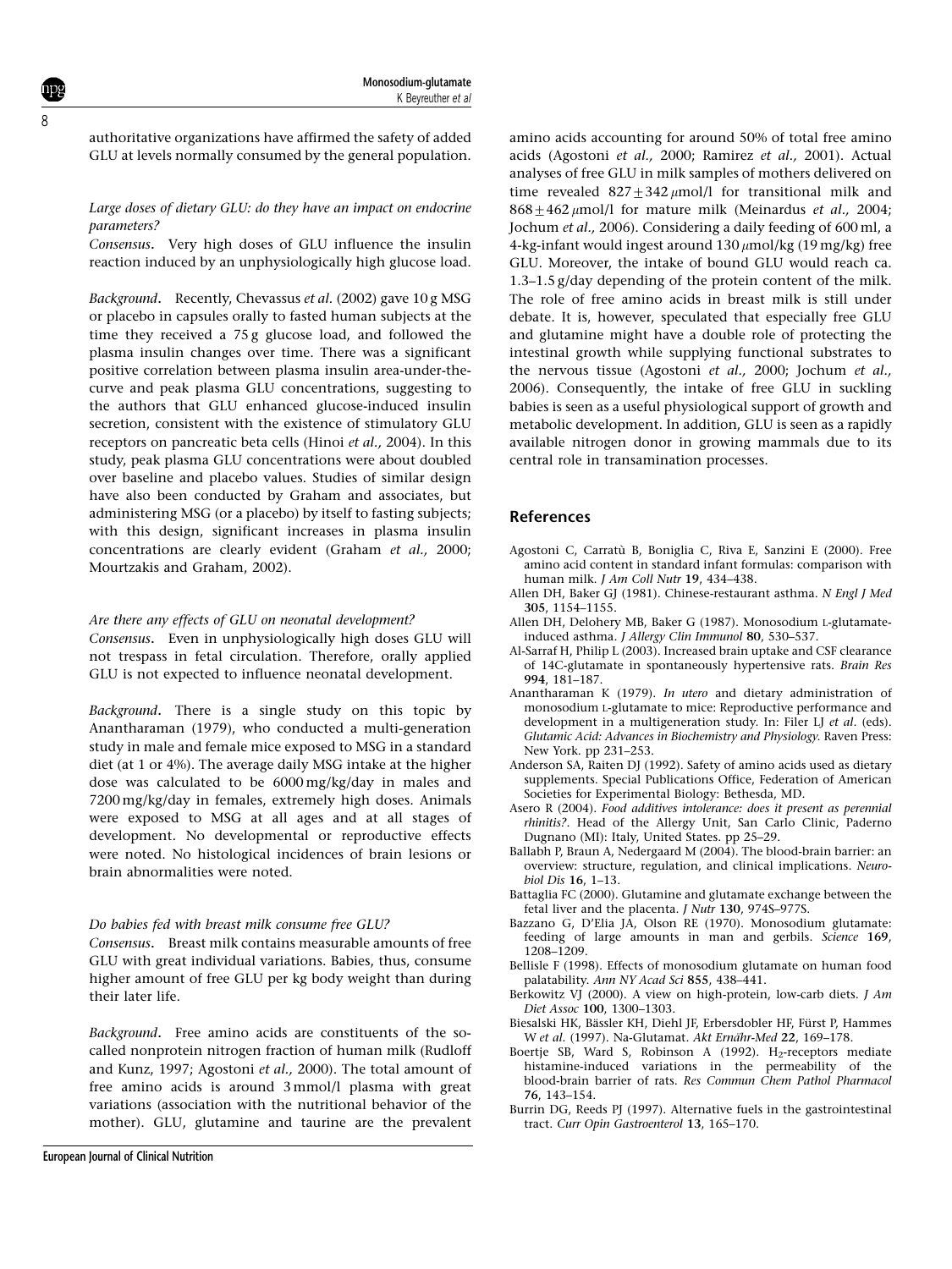authoritative organizations have affirmed the safety of added GLU at levels normally consumed by the general population.

*Large doses of dietary GLU: do they have an impact on endocrine parameters?*

*Consensus*. Very high doses of GLU influence the insulin reaction induced by an unphysiologically high glucose load.

*Background*. Recently, Chevassus *et al.* (2002) gave 10 g MSG or placebo in capsules orally to fasted human subjects at the time they received a 75 g glucose load, and followed the plasma insulin changes over time. There was a significant positive correlation between plasma insulin area-under-the-curve and peak plasma GLU concentrations, suggesting to the authors that GLU enhanced glucose-induced insulin secretion, consistent with the existence of stimulatory GLU receptors on pancreatic beta cells (Hinoi *et al.,* 2004). In this study, peak plasma GLU concentrations were about doubled over baseline and placebo values. Studies of similar design have also been conducted by Graham and associates, but administering MSG (or a placebo) by itself to fasting subjects; with this design, significant increases in plasma insulin concentrations are clearly evident (Graham *et al.,* 2000; Mourtzakis and Graham, 2002).

*Are there any effects of GLU on neonatal development?*

*Consensus*. Even in unphysiologically high doses GLU will not trespass in fetal circulation. Therefore, orally applied GLU is not expected to influence neonatal development.

*Background*. There is a single study on this topic by Anantharaman (1979), who conducted a multi-generation study in male and female mice exposed to MSG in a standard diet (at 1 or 4%). The average daily MSG intake at the higher dose was calculated to be 6000 mg/kg/day in males and 7200 mg/kg/day in females, extremely high doses. Animals were exposed to MSG at all ages and at all stages of development. No developmental or reproductive effects were noted. No histological incidences of brain lesions or brain abnormalities were noted.

*Do babies fed with breast milk consume free GLU?*

*Consensus*. Breast milk contains measurable amounts of free GLU with great individual variations. Babies, thus, consume higher amount of free GLU per kg body weight than during their later life.

*Background*. Free amino acids are constituents of the so-called nonprotein nitrogen fraction of human milk (Rudloff and Kunz, 1997; Agostoni *et al.,* 2000). The total amount of free amino acids is around 3 mmol/l plasma with great variations (association with the nutritional behavior of the mother). GLU, glutamine and taurine are the prevalent amino acids accounting for around 50% of total free amino acids (Agostoni *et al.,* 2000; Ramirez *et al.,* 2001). Actual analyses of free GLU in milk samples of mothers delivered on time revealed $827 \pm 342\,\mu$mol/l for transitional milk and $868 \pm 462\,\mu$mol/l for mature milk (Meinardus *et al.,* 2004; Jochum *et al.,* 2006). Considering a daily feeding of 600 ml, a 4-kg-infant would ingest around 130 $\mu$mol/kg (19 mg/kg) free GLU. Moreover, the intake of bound GLU would reach ca. 1.3–1.5 g/day depending of the protein content of the milk. The role of free amino acids in breast milk is still under debate. It is, however, speculated that especially free GLU and glutamine might have a double role of protecting the intestinal growth while supplying functional substrates to the nervous tissue (Agostoni *et al.,* 2000; Jochum *et al.,* 2006). Consequently, the intake of free GLU in suckling babies is seen as a useful physiological support of growth and metabolic development. In addition, GLU is seen as a rapidly available nitrogen donor in growing mammals due to its central role in transamination processes.

## References

Agostoni C, Carratù B, Boniglia C, Riva E, Sanzini E (2000). Free amino acid content in standard infant formulas: comparison with human milk. *J Am Coll Nutr* **19**, 434–438.

Allen DH, Baker GJ (1981). Chinese-restaurant asthma. *N Engl J Med* **305**, 1154–1155.

Allen DH, Delohery MB, Baker G (1987). Monosodium L-glutamate-induced asthma. *J Allergy Clin Immunol* **80**, 530–537.

Al-Sarraf H, Philip L (2003). Increased brain uptake and CSF clearance of 14C-glutamate in spontaneously hypertensive rats. *Brain Res* **994**, 181–187.

Anantharaman K (1979). *In utero* and dietary administration of monosodium L-glutamate to mice: Reproductive performance and development in a multigeneration study. In: Filer LJ *et al*. (eds). *Glutamic Acid: Advances in Biochemistry and Physiology.* Raven Press: New York. pp 231–253.

Anderson SA, Raiten DJ (1992). Safety of amino acids used as dietary supplements. Special Publications Office, Federation of American Societies for Experimental Biology: Bethesda, MD.

Asero R (2004). *Food additives intolerance: does it present as perennial rhinitis?*. Head of the Allergy Unit, San Carlo Clinic, Paderno Dugnano (MI): Italy, United States. pp 25–29.

Ballabh P, Braun A, Nedergaard M (2004). The blood-brain barrier: an overview: structure, regulation, and clinical implications. *Neurobiol Dis* **16**, 1–13.

Battaglia FC (2000). Glutamine and glutamate exchange between the fetal liver and the placenta. *J Nutr* **130**, 974S–977S.

Bazzano G, D'Elia JA, Olson RE (1970). Monosodium glutamate: feeding of large amounts in man and gerbils. *Science* **169**, 1208–1209.

Bellisle F (1998). Effects of monosodium glutamate on human food palatability. *Ann NY Acad Sci* **855**, 438–441.

Berkowitz VJ (2000). A view on high-protein, low-carb diets. *J Am Diet Assoc* **100**, 1300–1303.

Biesalski HK, Bässler KH, Diehl JF, Erbersdobler HF, Fürst P, Hammes W *et al.* (1997). Na-Glutamat. *Akt Ernähr-Med* **22**, 169–178.

Boertje SB, Ward S, Robinson A (1992). $H_2$-receptors mediate histamine-induced variations in the permeability of the blood-brain barrier of rats. *Res Commun Chem Pathol Pharmacol* **76**, 143–154.

Burrin DG, Reeds PJ (1997). Alternative fuels in the gastrointestinal tract. *Curr Opin Gastroenterol* **13**, 165–170.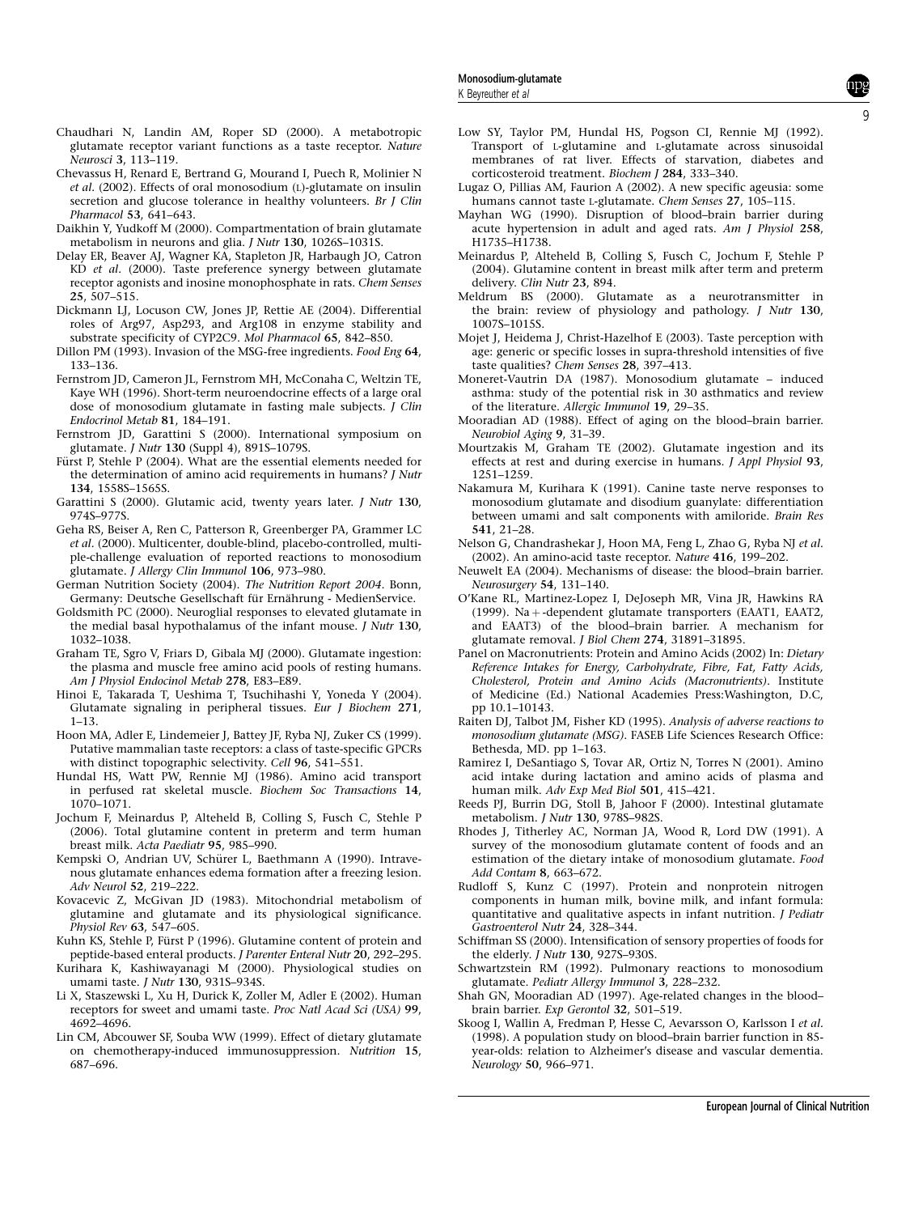Chaudhari N, Landin AM, Roper SD (2000). A metabotropic glutamate receptor variant functions as a taste receptor. *Nature Neurosci* **3**, 113–119.

Chevassus H, Renard E, Bertrand G, Mourand I, Puech R, Molinier N *et al*. (2002). Effects of oral monosodium (L)-glutamate on insulin secretion and glucose tolerance in healthy volunteers. *Br J Clin Pharmacol* **53**, 641–643.

Daikhin Y, Yudkoff M (2000). Compartmentation of brain glutamate metabolism in neurons and glia. *J Nutr* **130**, 1026S–1031S.

Delay ER, Beaver AJ, Wagner KA, Stapleton JR, Harbaugh JO, Catron KD *et al*. (2000). Taste preference synergy between glutamate receptor agonists and inosine monophosphate in rats. *Chem Senses* **25**, 507–515.

Dickmann LJ, Locuson CW, Jones JP, Rettie AE (2004). Differential roles of Arg97, Asp293, and Arg108 in enzyme stability and substrate specificity of CYP2C9. *Mol Pharmacol* **65**, 842–850.

Dillon PM (1993). Invasion of the MSG-free ingredients. *Food Eng* **64**, 133–136.

Fernstrom JD, Cameron JL, Fernstrom MH, McConaha C, Weltzin TE, Kaye WH (1996). Short-term neuroendocrine effects of a large oral dose of monosodium glutamate in fasting male subjects. *J Clin Endocrinol Metab* **81**, 184–191.

Fernstrom JD, Garattini S (2000). International symposium on glutamate. *J Nutr* **130** (Suppl 4), 891S–1079S.

Fürst P, Stehle P (2004). What are the essential elements needed for the determination of amino acid requirements in humans? *J Nutr* **134**, 1558S–1565S.

Garattini S (2000). Glutamic acid, twenty years later. *J Nutr* **130**, 974S–977S.

Geha RS, Beiser A, Ren C, Patterson R, Greenberger PA, Grammer LC *et al*. (2000). Multicenter, double-blind, placebo-controlled, multiple-challenge evaluation of reported reactions to monosodium glutamate. *J Allergy Clin Immunol* **106**, 973–980.

German Nutrition Society (2004). *The Nutrition Report 2004*. Bonn, Germany: Deutsche Gesellschaft für Ernährung - MedienService.

Goldsmith PC (2000). Neuroglial responses to elevated glutamate in the medial basal hypothalamus of the infant mouse. *J Nutr* **130**, 1032–1038.

Graham TE, Sgro V, Friars D, Gibala MJ (2000). Glutamate ingestion: the plasma and muscle free amino acid pools of resting humans. *Am J Physiol Endocinol Metab* **278**, E83–E89.

Hinoi E, Takarada T, Ueshima T, Tsuchihashi Y, Yoneda Y (2004). Glutamate signaling in peripheral tissues. *Eur J Biochem* **271**, 1–13.

Hoon MA, Adler E, Lindemeier J, Battey JF, Ryba NJ, Zuker CS (1999). Putative mammalian taste receptors: a class of taste-specific GPCRs with distinct topographic selectivity. *Cell* **96**, 541–551.

Hundal HS, Watt PW, Rennie MJ (1986). Amino acid transport in perfused rat skeletal muscle. *Biochem Soc Transactions* **14**, 1070–1071.

Jochum F, Meinardus P, Alteheld B, Colling S, Fusch C, Stehle P (2006). Total glutamine content in preterm and term human breast milk. *Acta Paediatr* **95**, 985–990.

Kempski O, Andrian UV, Schürer L, Baethmann A (1990). Intravenous glutamate enhances edema formation after a freezing lesion. *Adv Neurol* **52**, 219–222.

Kovacevic Z, McGivan JD (1983). Mitochondrial metabolism of glutamine and glutamate and its physiological significance. *Physiol Rev* **63**, 547–605.

Kuhn KS, Stehle P, Fürst P (1996). Glutamine content of protein and peptide-based enteral products. *J Parenter Enteral Nutr* **20**, 292–295.

Kurihara K, Kashiwayanagi M (2000). Physiological studies on umami taste. *J Nutr* **130**, 931S–934S.

Li X, Staszewski L, Xu H, Durick K, Zoller M, Adler E (2002). Human receptors for sweet and umami taste. *Proc Natl Acad Sci (USA)* **99**, 4692–4696.

Lin CM, Abcouwer SF, Souba WW (1999). Effect of dietary glutamate on chemotherapy-induced immunosuppression. *Nutrition* **15**, 687–696.

Low SY, Taylor PM, Hundal HS, Pogson CI, Rennie MJ (1992). Transport of L-glutamine and L-glutamate across sinusoidal membranes of rat liver. Effects of starvation, diabetes and corticosteroid treatment. *Biochem J* **284**, 333–340.

Lugaz O, Pillias AM, Faurion A (2002). A new specific ageusia: some humans cannot taste L-glutamate. *Chem Senses* **27**, 105–115.

Mayhan WG (1990). Disruption of blood–brain barrier during acute hypertension in adult and aged rats. *Am J Physiol* **258**, H1735–H1738.

Meinardus P, Alteheld B, Colling S, Fusch C, Jochum F, Stehle P (2004). Glutamine content in breast milk after term and preterm delivery. *Clin Nutr* **23**, 894.

Meldrum BS (2000). Glutamate as a neurotransmitter in the brain: review of physiology and pathology. *J Nutr* **130**, 1007S–1015S.

Mojet J, Heidema J, Christ-Hazelhof E (2003). Taste perception with age: generic or specific losses in supra-threshold intensities of five taste qualities? *Chem Senses* **28**, 397–413.

Moneret-Vautrin DA (1987). Monosodium glutamate – induced asthma: study of the potential risk in 30 asthmatics and review of the literature. *Allergic Immunol* **19**, 29–35.

Mooradian AD (1988). Effect of aging on the blood–brain barrier. *Neurobiol Aging* **9**, 31–39.

Mourtzakis M, Graham TE (2002). Glutamate ingestion and its effects at rest and during exercise in humans. *J Appl Physiol* **93**, 1251–1259.

Nakamura M, Kurihara K (1991). Canine taste nerve responses to monosodium glutamate and disodium guanylate: differentiation between umami and salt components with amiloride. *Brain Res* **541**, 21–28.

Nelson G, Chandrashekar J, Hoon MA, Feng L, Zhao G, Ryba NJ *et al*. (2002). An amino-acid taste receptor. *Nature* **416**, 199–202.

Neuwelt EA (2004). Mechanisms of disease: the blood–brain barrier. *Neurosurgery* **54**, 131–140.

O'Kane RL, Martinez-Lopez I, DeJoseph MR, Vina JR, Hawkins RA (1999). Na+-dependent glutamate transporters (EAAT1, EAAT2, and EAAT3) of the blood–brain barrier. A mechanism for glutamate removal. *J Biol Chem* **274**, 31891–31895.

Panel on Macronutrients: Protein and Amino Acids (2002) In: *Dietary Reference Intakes for Energy, Carbohydrate, Fibre, Fat, Fatty Acids, Cholesterol, Protein and Amino Acids (Macronutrients)*. Institute of Medicine (Ed.) National Academies Press:Washington, D.C, pp 10.1–10143.

Raiten DJ, Talbot JM, Fisher KD (1995). *Analysis of adverse reactions to monosodium glutamate (MSG)*. FASEB Life Sciences Research Office: Bethesda, MD. pp 1–163.

Ramirez I, DeSantiago S, Tovar AR, Ortiz N, Torres N (2001). Amino acid intake during lactation and amino acids of plasma and human milk. *Adv Exp Med Biol* **501**, 415–421.

Reeds PJ, Burrin DG, Stoll B, Jahoor F (2000). Intestinal glutamate metabolism. *J Nutr* **130**, 978S–982S.

Rhodes J, Titherley AC, Norman JA, Wood R, Lord DW (1991). A survey of the monosodium glutamate content of foods and an estimation of the dietary intake of monosodium glutamate. *Food Add Contam* **8**, 663–672.

Rudloff S, Kunz C (1997). Protein and nonprotein nitrogen components in human milk, bovine milk, and infant formula: quantitative and qualitative aspects in infant nutrition. *J Pediatr Gastroenterol Nutr* **24**, 328–344.

Schiffman SS (2000). Intensification of sensory properties of foods for the elderly. *J Nutr* **130**, 927S–930S.

Schwartzstein RM (1992). Pulmonary reactions to monosodium glutamate. *Pediatr Allergy Immunol* **3**, 228–232.

Shah GN, Mooradian AD (1997). Age-related changes in the blood–brain barrier. *Exp Gerontol* **32**, 501–519.

Skoog I, Wallin A, Fredman P, Hesse C, Aevarsson O, Karlsson I *et al*. (1998). A population study on blood–brain barrier function in 85-year-olds: relation to Alzheimer's disease and vascular dementia. *Neurology* **50**, 966–971.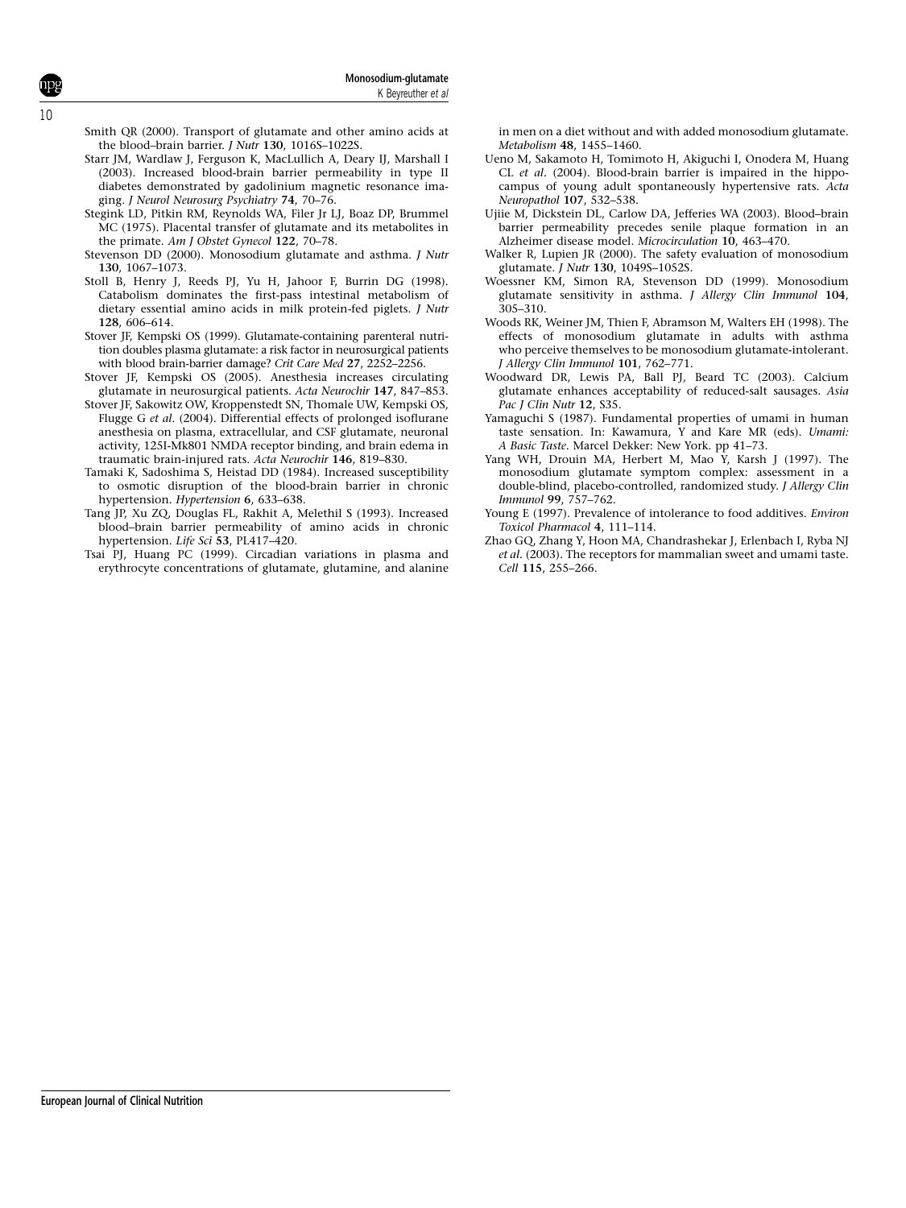Smith QR (2000). Transport of glutamate and other amino acids at the blood–brain barrier. *J Nutr* **130**, 1016S–1022S.

Starr JM, Wardlaw J, Ferguson K, MacLullich A, Deary IJ, Marshall I (2003). Increased blood-brain barrier permeability in type II diabetes demonstrated by gadolinium magnetic resonance imaging. *J Neurol Neurosurg Psychiatry* **74**, 70–76.

Stegink LD, Pitkin RM, Reynolds WA, Filer Jr LJ, Boaz DP, Brummel MC (1975). Placental transfer of glutamate and its metabolites in the primate. *Am J Obstet Gynecol* **122**, 70–78.

Stevenson DD (2000). Monosodium glutamate and asthma. *J Nutr* **130**, 1067–1073.

Stoll B, Henry J, Reeds PJ, Yu H, Jahoor F, Burrin DG (1998). Catabolism dominates the first-pass intestinal metabolism of dietary essential amino acids in milk protein-fed piglets. *J Nutr* **128**, 606–614.

Stover JF, Kempski OS (1999). Glutamate-containing parenteral nutrition doubles plasma glutamate: a risk factor in neurosurgical patients with blood brain-barrier damage? *Crit Care Med* **27**, 2252–2256.

Stover JF, Kempski OS (2005). Anesthesia increases circulating glutamate in neurosurgical patients. *Acta Neurochir* **147**, 847–853.

Stover JF, Sakowitz OW, Kroppenstedt SN, Thomale UW, Kempski OS, Flugge G *et al*. (2004). Differential effects of prolonged isoflurane anesthesia on plasma, extracellular, and CSF glutamate, neuronal activity, 125I-Mk801 NMDA receptor binding, and brain edema in traumatic brain-injured rats. *Acta Neurochir* **146**, 819–830.

Tamaki K, Sadoshima S, Heistad DD (1984). Increased susceptibility to osmotic disruption of the blood-brain barrier in chronic hypertension. *Hypertension* **6**, 633–638.

Tang JP, Xu ZQ, Douglas FL, Rakhit A, Melethil S (1993). Increased blood–brain barrier permeability of amino acids in chronic hypertension. *Life Sci* **53**, PL417–420.

Tsai PJ, Huang PC (1999). Circadian variations in plasma and erythrocyte concentrations of glutamate, glutamine, and alanine in men on a diet without and with added monosodium glutamate. *Metabolism* **48**, 1455–1460.

Ueno M, Sakamoto H, Tomimoto H, Akiguchi I, Onodera M, Huang CL *et al*. (2004). Blood-brain barrier is impaired in the hippocampus of young adult spontaneously hypertensive rats. *Acta Neuropathol* **107**, 532–538.

Ujiie M, Dickstein DL, Carlow DA, Jefferies WA (2003). Blood–brain barrier permeability precedes senile plaque formation in an Alzheimer disease model. *Microcirculation* **10**, 463–470.

Walker R, Lupien JR (2000). The safety evaluation of monosodium glutamate. *J Nutr* **130**, 1049S–1052S.

Woessner KM, Simon RA, Stevenson DD (1999). Monosodium glutamate sensitivity in asthma. *J Allergy Clin Immunol* **104**, 305–310.

Woods RK, Weiner JM, Thien F, Abramson M, Walters EH (1998). The effects of monosodium glutamate in adults with asthma who perceive themselves to be monosodium glutamate-intolerant. *J Allergy Clin Immunol* **101**, 762–771.

Woodward DR, Lewis PA, Ball PJ, Beard TC (2003). Calcium glutamate enhances acceptability of reduced-salt sausages. *Asia Pac J Clin Nutr* **12**, S35.

Yamaguchi S (1987). Fundamental properties of umami in human taste sensation. In: Kawamura, Y and Kare MR (eds). *Umami: A Basic Taste*. Marcel Dekker: New York. pp 41–73.

Yang WH, Drouin MA, Herbert M, Mao Y, Karsh J (1997). The monosodium glutamate symptom complex: assessment in a double-blind, placebo-controlled, randomized study. *J Allergy Clin Immunol* **99**, 757–762.

Young E (1997). Prevalence of intolerance to food additives. *Environ Toxicol Pharmacol* **4**, 111–114.

Zhao GQ, Zhang Y, Hoon MA, Chandrashekar J, Erlenbach I, Ryba NJ *et al*. (2003). The receptors for mammalian sweet and umami taste. *Cell* **115**, 255–266.